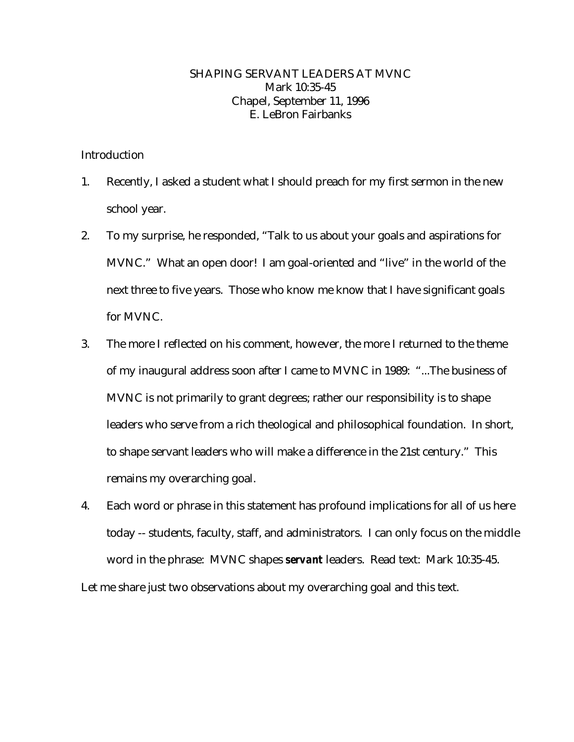# SHAPING SERVANT LEADERS AT MVNC

Mark 10:35-45

Chapel, September 11, 1996

E. LeBron Fairbanks

## Introduction

1. Recently, I asked a student what I should preach for my first sermon in the new school year.
2. To my surprise, he responded, "Talk to us about your goals and aspirations for MVNC." What an open door! I am goal-oriented and "live" in the world of the next three to five years. Those who know me know that I have significant goals for MVNC.
3. The more I reflected on his comment, however, the more I returned to the theme of my inaugural address soon after I came to MVNC in 1989: "...The business of MVNC is not primarily to grant degrees; rather our responsibility is to shape leaders who serve from a rich theological and philosophical foundation. In short, to shape servant leaders who will make a difference in the 21st century." This remains my overarching goal.
4. Each word or phrase in this statement has profound implications for all of us here today -- students, faculty, staff, and administrators. I can only focus on the middle word in the phrase: MVNC shapes ***servant*** leaders. Read text: Mark 10:35-45.

Let me share just two observations about my overarching goal and this text.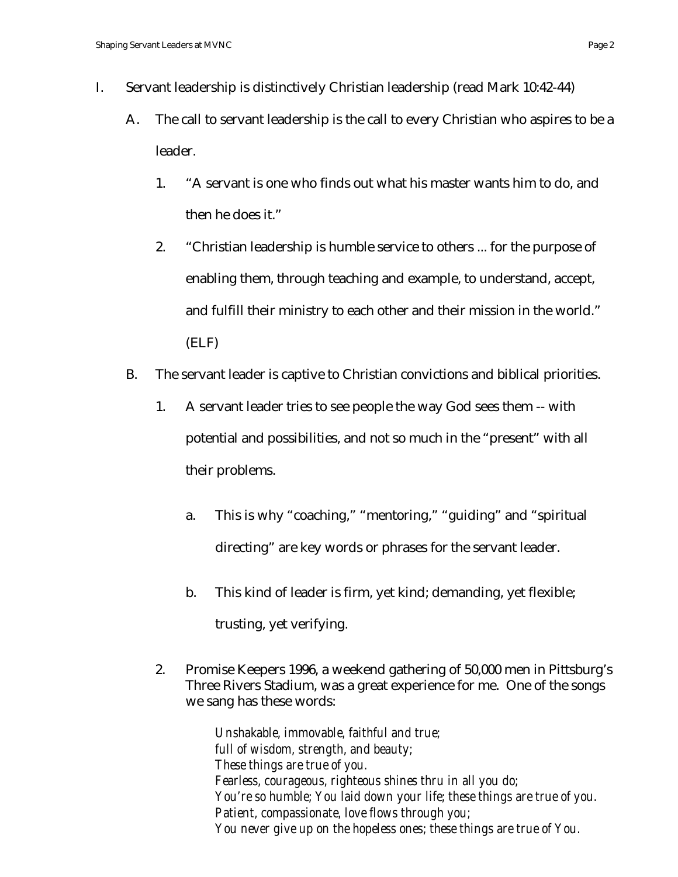I. Servant leadership is distinctively Christian leadership (read Mark 10:42-44)

   A. The call to servant leadership is the call to every Christian who aspires to be a leader.

      1. "A servant is one who finds out what his master wants him to do, and then he does it."

      2. "Christian leadership is humble service to others ... for the purpose of enabling them, through teaching and example, to understand, accept, and fulfill their ministry to each other and their mission in the world." (ELF)

   B. The servant leader is captive to Christian convictions and biblical priorities.

      1. A servant leader tries to see people the way God sees them -- with potential and possibilities, and not so much in the "present" with all their problems.

         a. This is why "coaching," "mentoring," "guiding" and "spiritual directing" are key words or phrases for the servant leader.

         b. This kind of leader is firm, yet kind; demanding, yet flexible; trusting, yet verifying.

      2. Promise Keepers 1996, a weekend gathering of 50,000 men in Pittsburg's Three Rivers Stadium, was a great experience for me. One of the songs we sang has these words:

         *Unshakable, immovable, faithful and true;*
         *full of wisdom, strength, and beauty;*
         *These things are true of you.*
         *Fearless, courageous, righteous shines thru in all you do;*
         *You're so humble; You laid down your life; these things are true of you.*
         *Patient, compassionate, love flows through you;*
         *You never give up on the hopeless ones; these things are true of You.*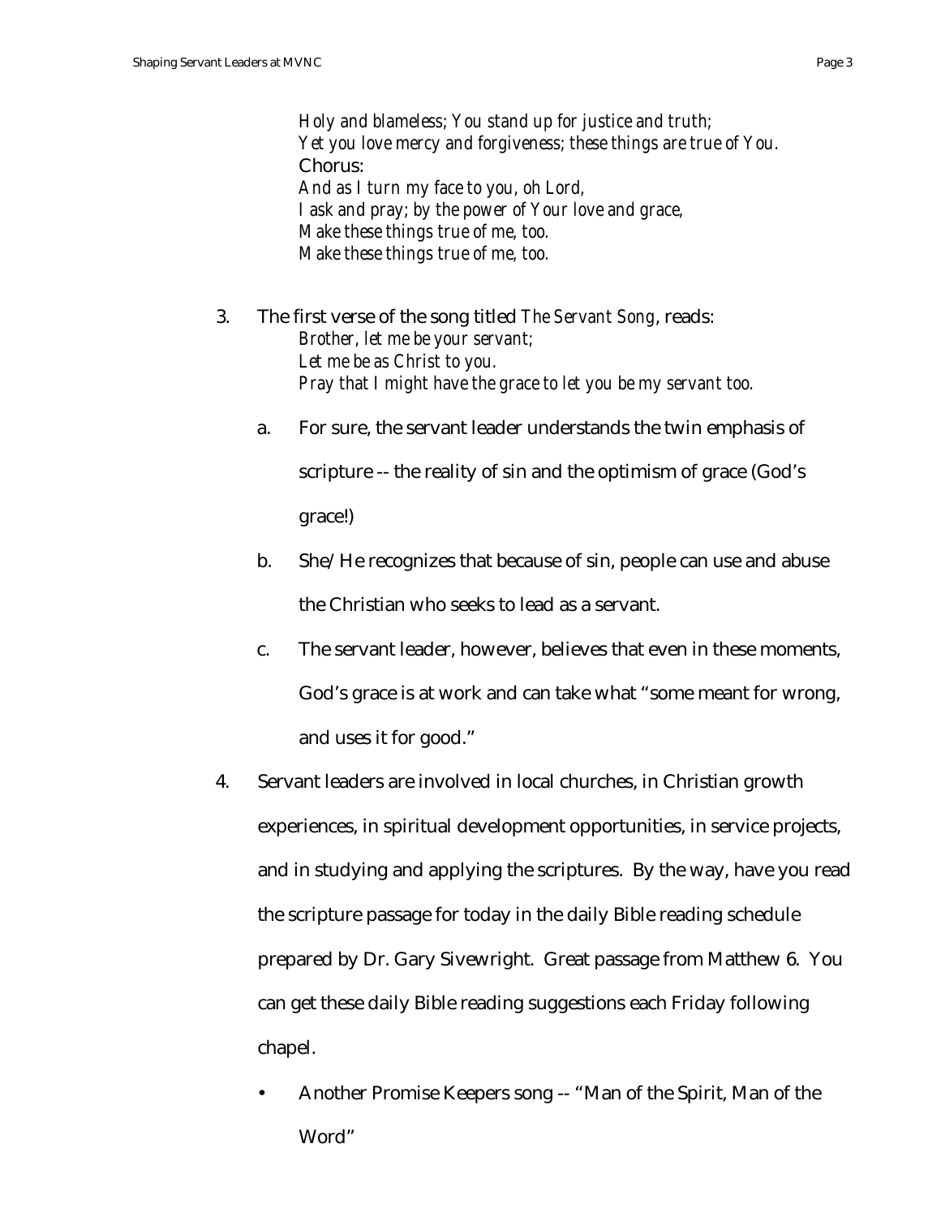*Holy and blameless; You stand up for justice and truth;*
*Yet you love mercy and forgiveness; these things are true of You.*
Chorus:
*And as I turn my face to you, oh Lord,*
*I ask and pray; by the power of Your love and grace,*
*Make these things true of me, too.*
*Make these things true of me, too.*

3. The first verse of the song titled *The Servant Song*, reads:
   *Brother, let me be your servant;*
   *Let me be as Christ to you.*
   *Pray that I might have the grace to let you be my servant too.*

   a. For sure, the servant leader understands the twin emphasis of scripture -- the reality of sin and the optimism of grace (God's grace!)

   b. She/He recognizes that because of sin, people can use and abuse the Christian who seeks to lead as a servant.

   c. The servant leader, however, believes that even in these moments, God's grace is at work and can take what "some meant for wrong, and uses it for good."

4. Servant leaders are involved in local churches, in Christian growth experiences, in spiritual development opportunities, in service projects, and in studying and applying the scriptures. By the way, have you read the scripture passage for today in the daily Bible reading schedule prepared by Dr. Gary Sivewright. Great passage from Matthew 6. You can get these daily Bible reading suggestions each Friday following chapel.

   - Another Promise Keepers song -- "Man of the Spirit, Man of the Word"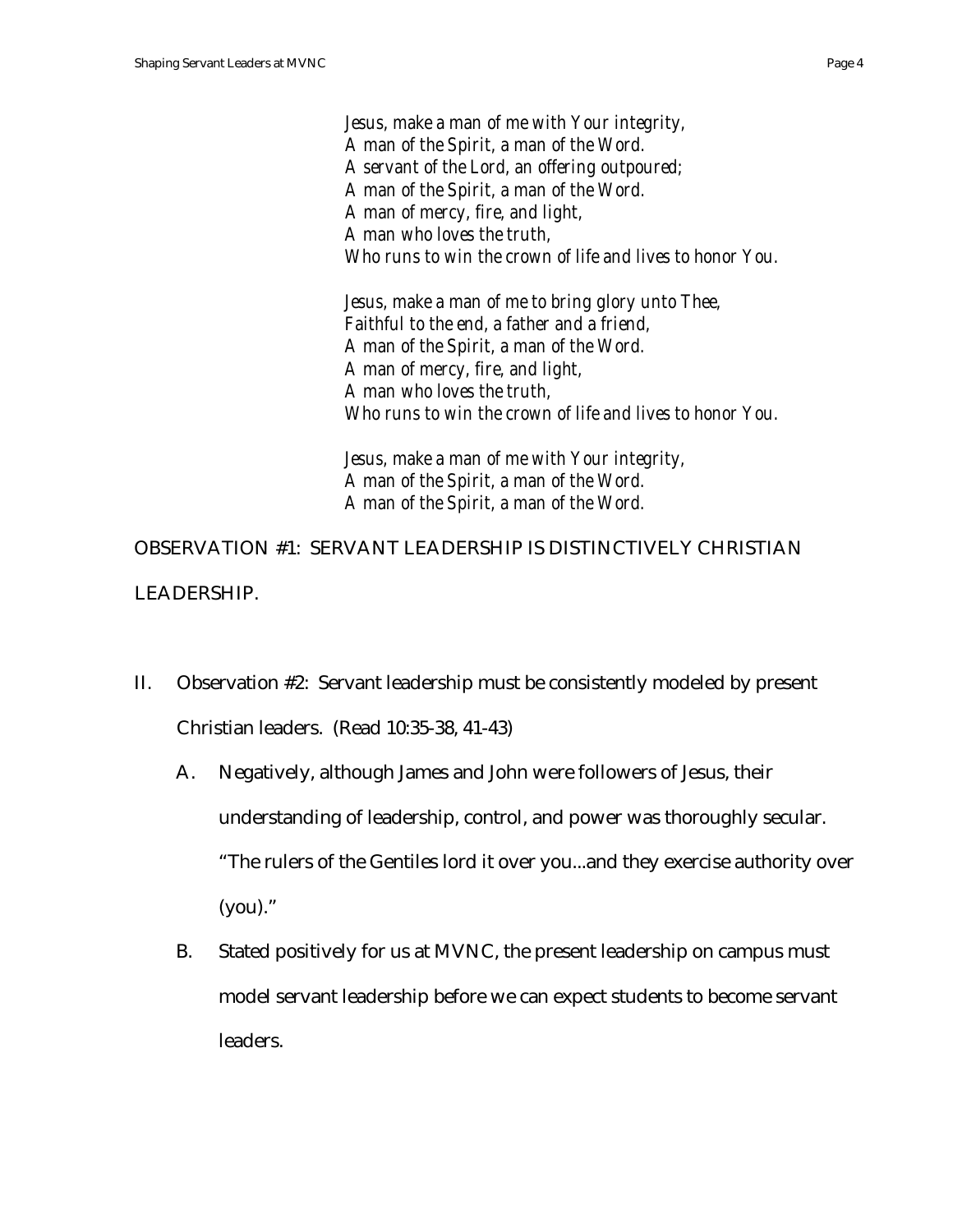*Jesus, make a man of me with Your integrity,*
*A man of the Spirit, a man of the Word.*
*A servant of the Lord, an offering outpoured;*
*A man of the Spirit, a man of the Word.*
*A man of mercy, fire, and light,*
*A man who loves the truth,*
*Who runs to win the crown of life and lives to honor You.*

*Jesus, make a man of me to bring glory unto Thee,*
*Faithful to the end, a father and a friend,*
*A man of the Spirit, a man of the Word.*
*A man of mercy, fire, and light,*
*A man who loves the truth,*
*Who runs to win the crown of life and lives to honor You.*

*Jesus, make a man of me with Your integrity,*
*A man of the Spirit, a man of the Word.*
*A man of the Spirit, a man of the Word.*

OBSERVATION #1: SERVANT LEADERSHIP IS DISTINCTIVELY CHRISTIAN LEADERSHIP.

II. Observation #2: Servant leadership must be consistently modeled by present Christian leaders. (Read 10:35-38, 41-43)

   A. Negatively, although James and John were followers of Jesus, their understanding of leadership, control, and power was thoroughly secular. "The rulers of the Gentiles lord it over you...and they exercise authority over (you)."

   B. Stated positively for us at MVNC, the present leadership on campus must model servant leadership before we can expect students to become servant leaders.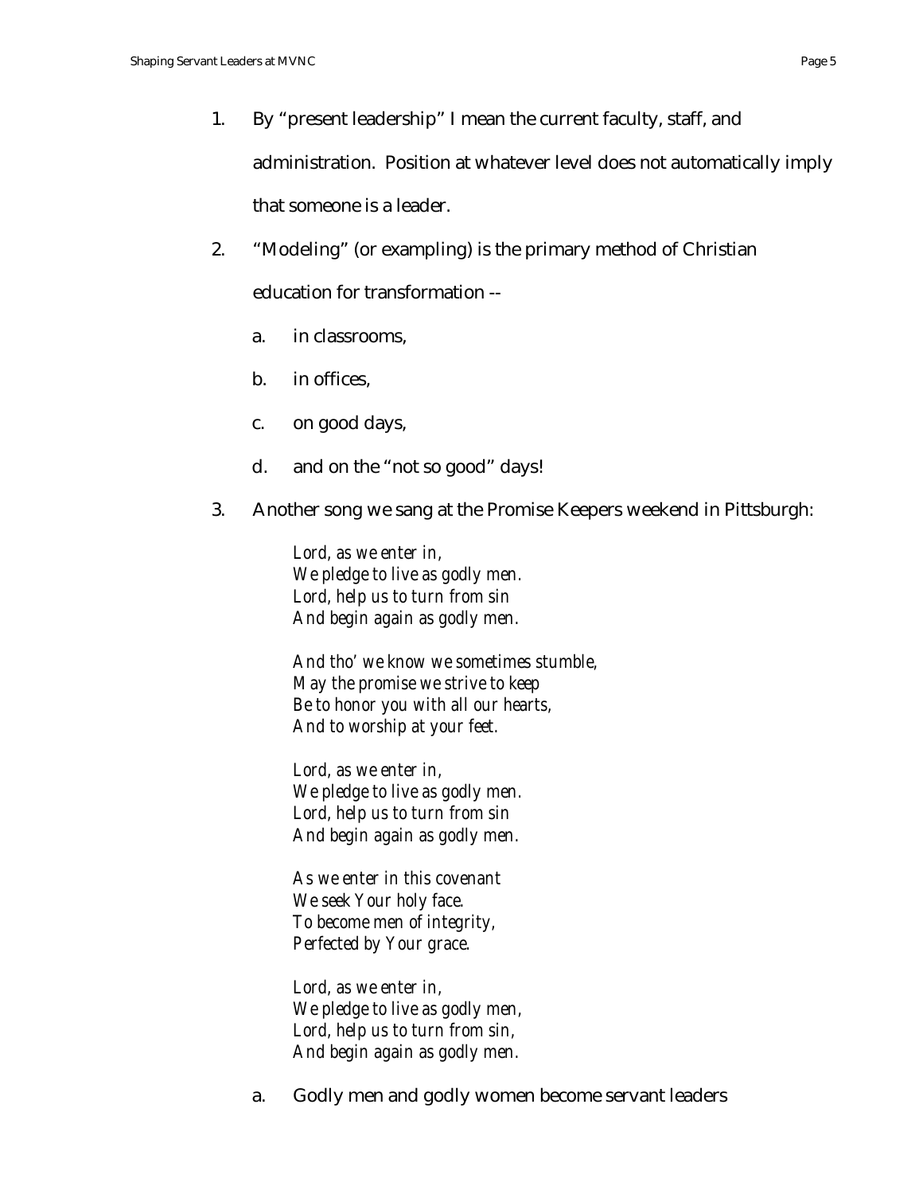1. By "present leadership" I mean the current faculty, staff, and administration. Position at whatever level does not automatically imply that someone is a leader.

2. "Modeling" (or exampling) is the primary method of Christian education for transformation --

   a. in classrooms,

   b. in offices,

   c. on good days,

   d. and on the "not so good" days!

3. Another song we sang at the Promise Keepers weekend in Pittsburgh:

   *Lord, as we enter in,*
   *We pledge to live as godly men.*
   *Lord, help us to turn from sin*
   *And begin again as godly men.*

   *And tho' we know we sometimes stumble,*
   *May the promise we strive to keep*
   *Be to honor you with all our hearts,*
   *And to worship at your feet.*

   *Lord, as we enter in,*
   *We pledge to live as godly men.*
   *Lord, help us to turn from sin*
   *And begin again as godly men.*

   *As we enter in this covenant*
   *We seek Your holy face.*
   *To become men of integrity,*
   *Perfected by Your grace.*

   *Lord, as we enter in,*
   *We pledge to live as godly men,*
   *Lord, help us to turn from sin,*
   *And begin again as godly men.*

   a. Godly men and godly women become servant leaders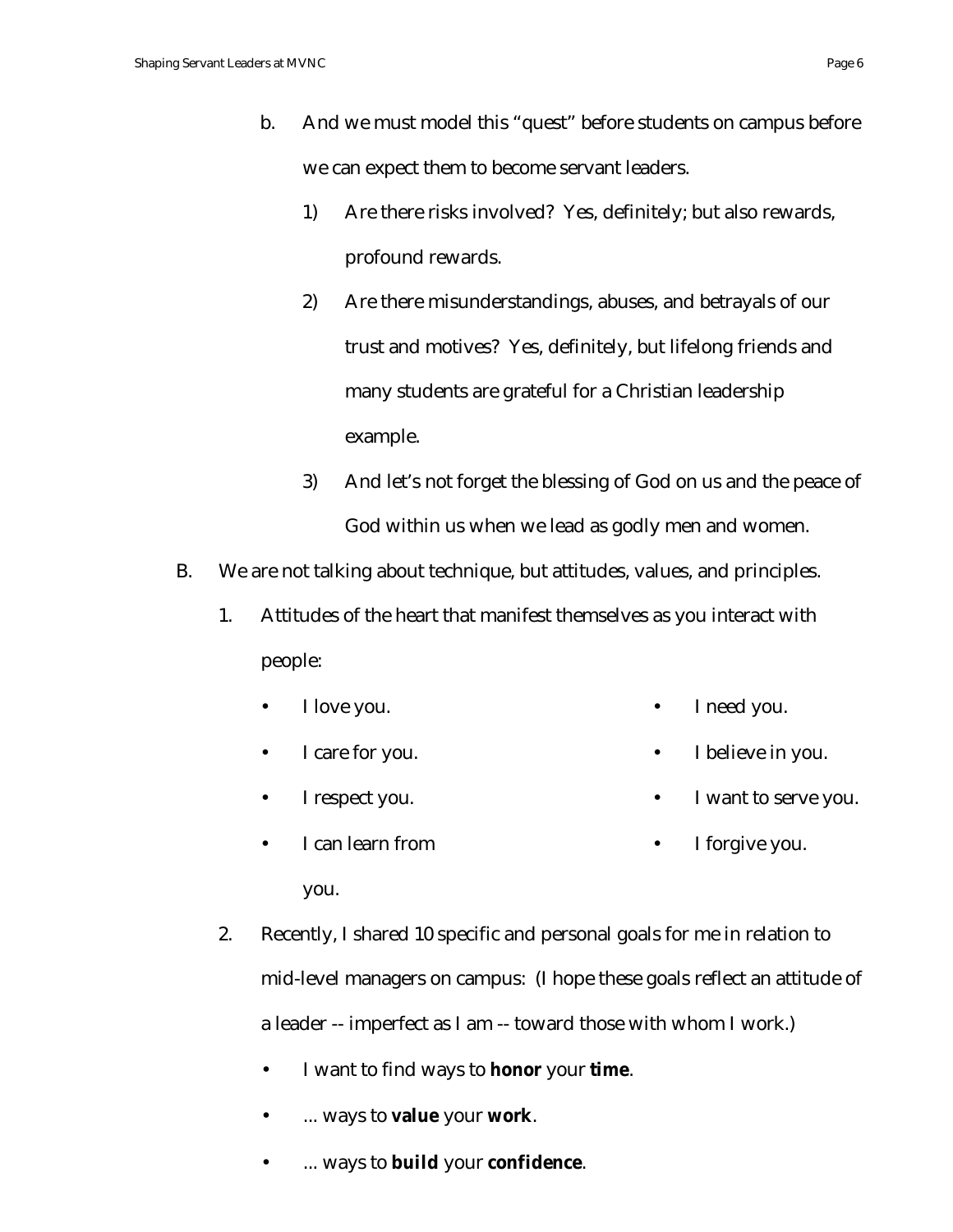b. And we must model this "quest" before students on campus before we can expect them to become servant leaders.

1) Are there risks involved? Yes, definitely; but also rewards, profound rewards.

2) Are there misunderstandings, abuses, and betrayals of our trust and motives? Yes, definitely, but lifelong friends and many students are grateful for a Christian leadership example.

3) And let's not forget the blessing of God on us and the peace of God within us when we lead as godly men and women.

B. We are not talking about technique, but attitudes, values, and principles.

1. Attitudes of the heart that manifest themselves as you interact with people:

- I love you.
- I care for you.
- I respect you.
- I can learn from you.
- I need you.
- I believe in you.
- I want to serve you.
- I forgive you.

2. Recently, I shared 10 specific and personal goals for me in relation to mid-level managers on campus: (I hope these goals reflect an attitude of a leader -- imperfect as I am -- toward those with whom I work.)

- I want to find ways to **honor** your **time**.
- ... ways to **value** your **work**.
- ... ways to **build** your **confidence**.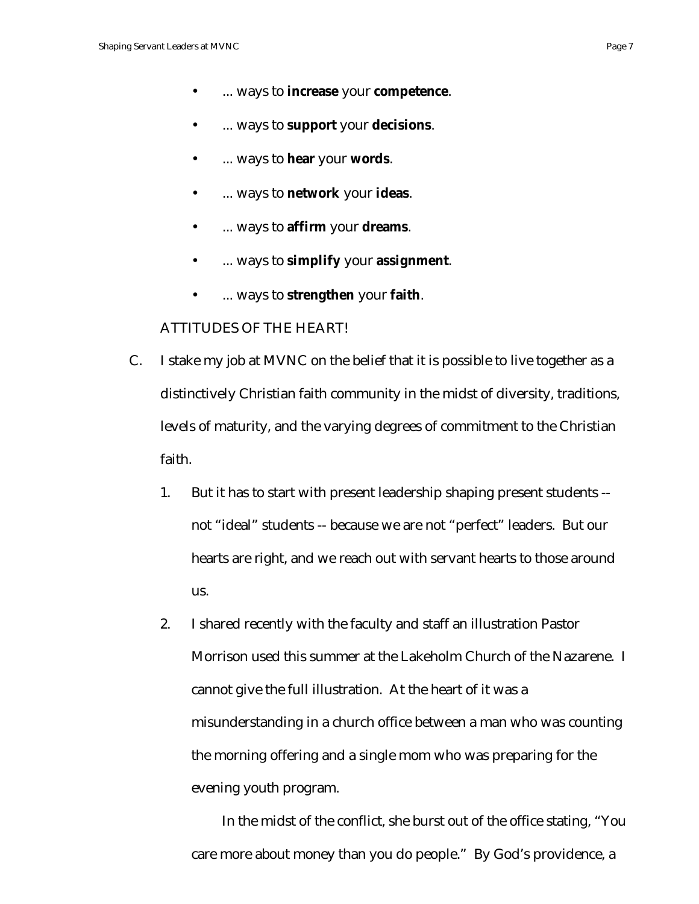- ... ways to **increase** your **competence**.
- ... ways to **support** your **decisions**.
- ... ways to **hear** your **words**.
- ... ways to **network** your **ideas**.
- ... ways to **affirm** your **dreams**.
- ... ways to **simplify** your **assignment**.
- ... ways to **strengthen** your **faith**.

ATTITUDES OF THE HEART!

C. I stake my job at MVNC on the belief that it is possible to live together as a distinctively Christian faith community in the midst of diversity, traditions, levels of maturity, and the varying degrees of commitment to the Christian faith.

   1. But it has to start with present leadership shaping present students -- not "ideal" students -- because we are not "perfect" leaders. But our hearts are right, and we reach out with servant hearts to those around us.

   2. I shared recently with the faculty and staff an illustration Pastor Morrison used this summer at the Lakeholm Church of the Nazarene. I cannot give the full illustration. At the heart of it was a misunderstanding in a church office between a man who was counting the morning offering and a single mom who was preparing for the evening youth program.

      In the midst of the conflict, she burst out of the office stating, "You care more about money than you do people." By God's providence, a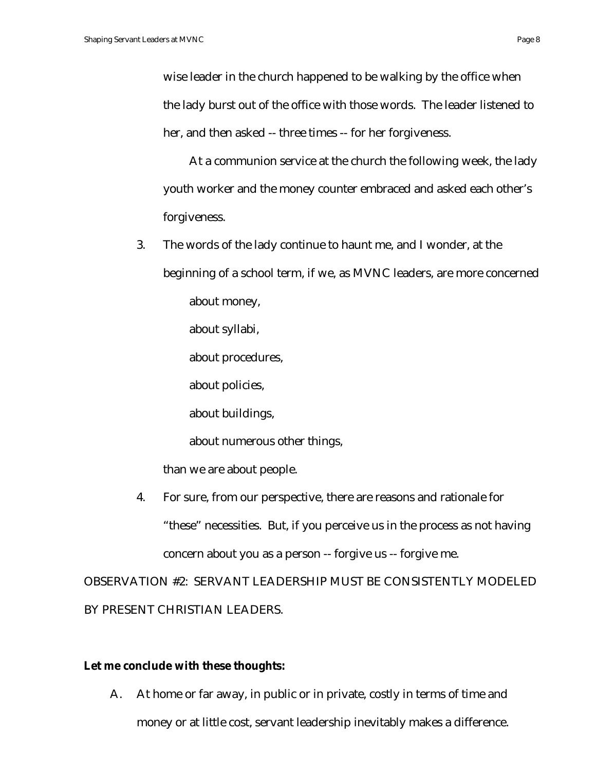wise leader in the church happened to be walking by the office when the lady burst out of the office with those words. The leader listened to her, and then asked -- three times -- for her forgiveness.

At a communion service at the church the following week, the lady youth worker and the money counter embraced and asked each other's forgiveness.

3. The words of the lady continue to haunt me, and I wonder, at the beginning of a school term, if we, as MVNC leaders, are more concerned

   about money,

   about syllabi,

   about procedures,

   about policies,

   about buildings,

   about numerous other things,

   than we are about people.

4. For sure, from our perspective, there are reasons and rationale for "these" necessities. But, if you perceive us in the process as not having concern about you as a person -- forgive us -- forgive me.

OBSERVATION #2: SERVANT LEADERSHIP MUST BE CONSISTENTLY MODELED BY PRESENT CHRISTIAN LEADERS.

**Let me conclude with these thoughts:**

A. At home or far away, in public or in private, costly in terms of time and money or at little cost, servant leadership inevitably makes a difference.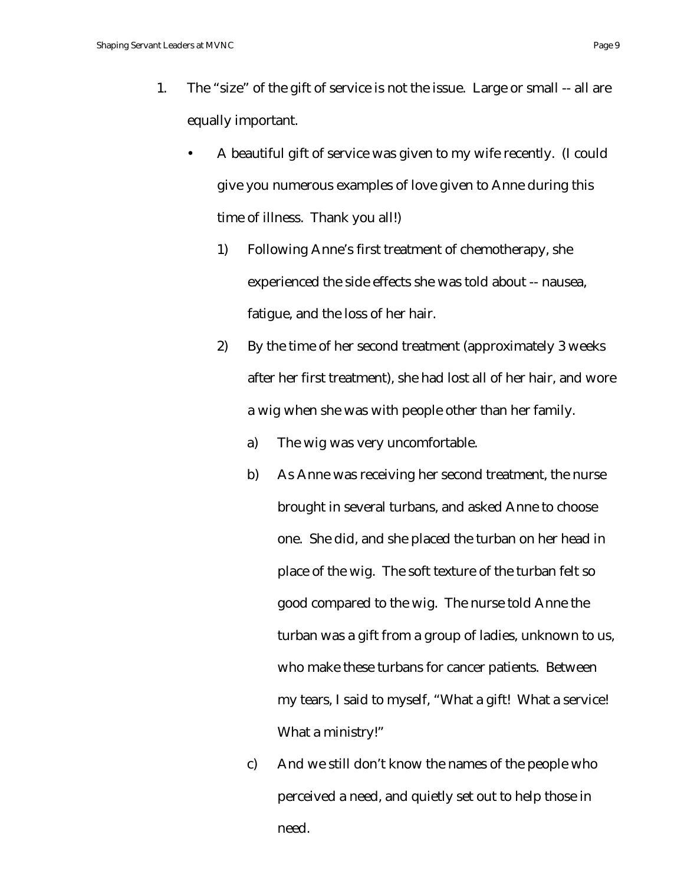1. The "size" of the gift of service is not the issue. Large or small -- all are equally important.

    - A beautiful gift of service was given to my wife recently. (I could give you numerous examples of love given to Anne during this time of illness. Thank you all!)

        1) Following Anne's first treatment of chemotherapy, she experienced the side effects she was told about -- nausea, fatigue, and the loss of her hair.

        2) By the time of her second treatment (approximately 3 weeks after her first treatment), she had lost all of her hair, and wore a wig when she was with people other than her family.

            a) The wig was very uncomfortable.

            b) As Anne was receiving her second treatment, the nurse brought in several turbans, and asked Anne to choose one. She did, and she placed the turban on her head in place of the wig. The soft texture of the turban felt so good compared to the wig. The nurse told Anne the turban was a gift from a group of ladies, unknown to us, who make these turbans for cancer patients. Between my tears, I said to myself, "What a gift! What a service! What a ministry!"

            c) And we still don't know the names of the people who perceived a need, and quietly set out to help those in need.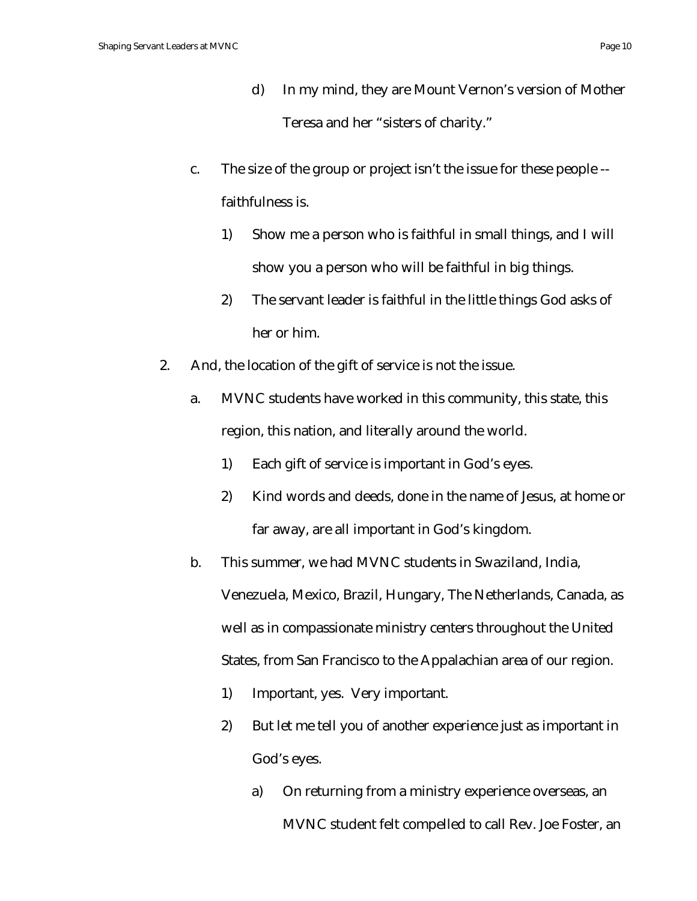d) In my mind, they are Mount Vernon's version of Mother Teresa and her "sisters of charity."

    c. The size of the group or project isn't the issue for these people -- faithfulness is.

        1) Show me a person who is faithful in small things, and I will show you a person who will be faithful in big things.

        2) The servant leader is faithful in the little things God asks of her or him.

2. And, the location of the gift of service is not the issue.

    a. MVNC students have worked in this community, this state, this region, this nation, and literally around the world.

        1) Each gift of service is important in God's eyes.

        2) Kind words and deeds, done in the name of Jesus, at home or far away, are all important in God's kingdom.

    b. This summer, we had MVNC students in Swaziland, India, Venezuela, Mexico, Brazil, Hungary, The Netherlands, Canada, as well as in compassionate ministry centers throughout the United States, from San Francisco to the Appalachian area of our region.

        1) Important, yes. Very important.

        2) But let me tell you of another experience just as important in God's eyes.

            a) On returning from a ministry experience overseas, an MVNC student felt compelled to call Rev. Joe Foster, an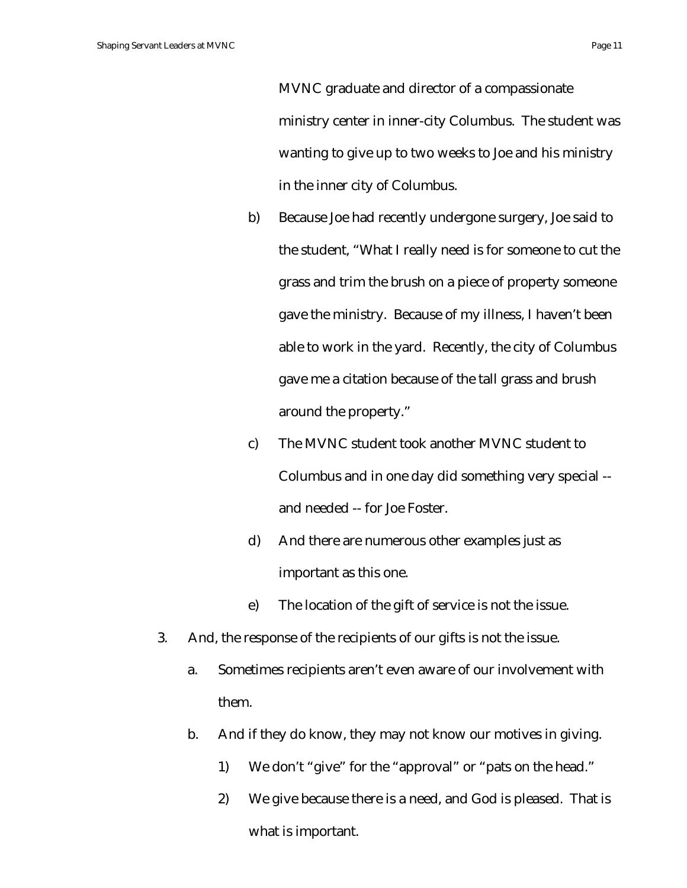MVNC graduate and director of a compassionate ministry center in inner-city Columbus. The student was wanting to give up to two weeks to Joe and his ministry in the inner city of Columbus.

b) Because Joe had recently undergone surgery, Joe said to the student, "What I really need is for someone to cut the grass and trim the brush on a piece of property someone gave the ministry. Because of my illness, I haven't been able to work in the yard. Recently, the city of Columbus gave me a citation because of the tall grass and brush around the property."

c) The MVNC student took another MVNC student to Columbus and in one day did something very special -- and needed -- for Joe Foster.

d) And there are numerous other examples just as important as this one.

e) The location of the gift of service is not the issue.

3. And, the response of the recipients of our gifts is not the issue.

   a. Sometimes recipients aren't even aware of our involvement with them.

   b. And if they do know, they may not know our motives in giving.

      1) We don't "give" for the "approval" or "pats on the head."

      2) We give because there is a need, and God is pleased. That is what is important.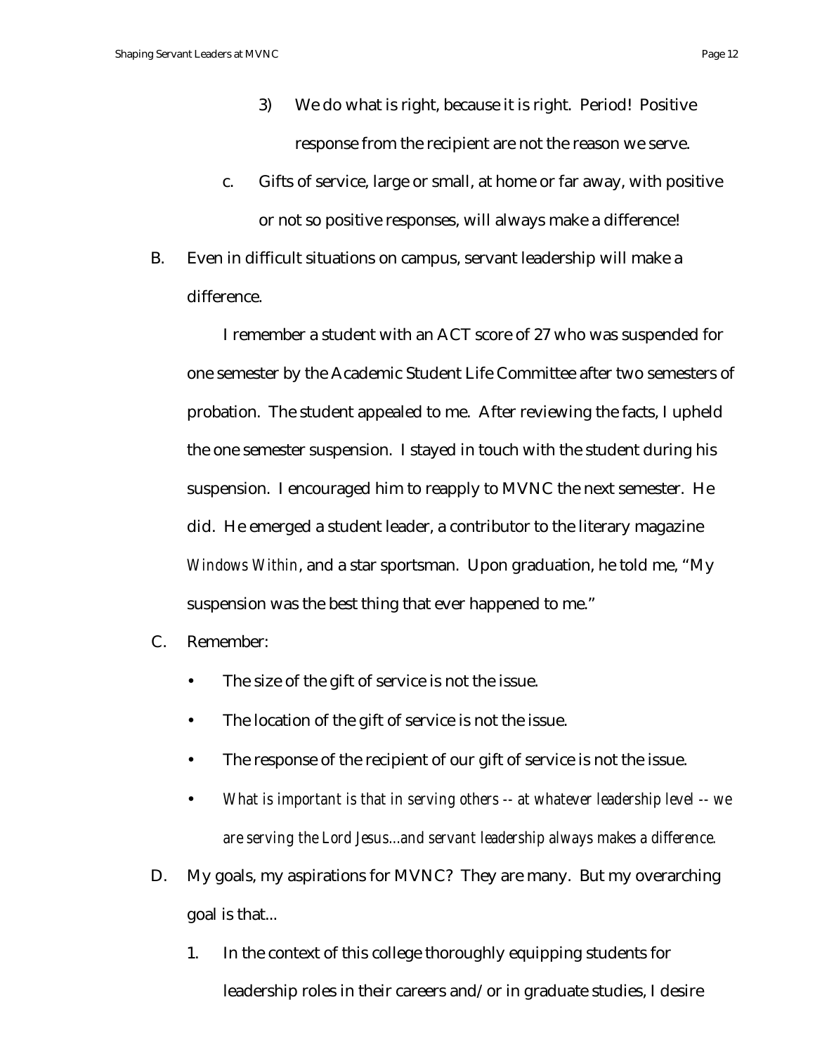3) We do what is right, because it is right. Period! Positive response from the recipient are not the reason we serve.

c. Gifts of service, large or small, at home or far away, with positive or not so positive responses, will always make a difference!

B. Even in difficult situations on campus, servant leadership will make a difference.

I remember a student with an ACT score of 27 who was suspended for one semester by the Academic Student Life Committee after two semesters of probation. The student appealed to me. After reviewing the facts, I upheld the one semester suspension. I stayed in touch with the student during his suspension. I encouraged him to reapply to MVNC the next semester. He did. He emerged a student leader, a contributor to the literary magazine *Windows Within*, and a star sportsman. Upon graduation, he told me, "My suspension was the best thing that ever happened to me."

C. Remember:

- The size of the gift of service is not the issue.
- The location of the gift of service is not the issue.
- The response of the recipient of our gift of service is not the issue.
- *What is important is that in serving others -- at whatever leadership level -- we are serving the Lord Jesus...and servant leadership always makes a difference.*

D. My goals, my aspirations for MVNC? They are many. But my overarching goal is that...

1. In the context of this college thoroughly equipping students for leadership roles in their careers and/or in graduate studies, I desire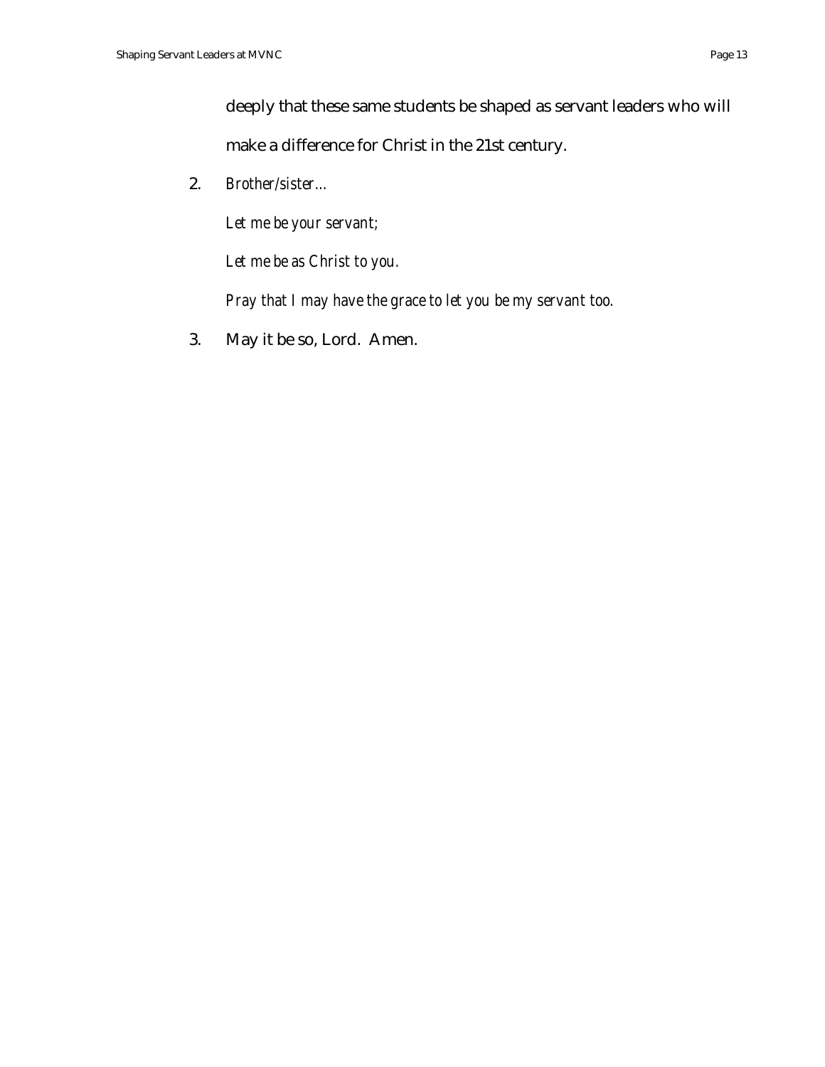deeply that these same students be shaped as servant leaders who will make a difference for Christ in the 21st century.

2. *Brother/sister…*

   *Let me be your servant;*

   *Let me be as Christ to you.*

   *Pray that I may have the grace to let you be my servant too.*

3. May it be so, Lord. Amen.